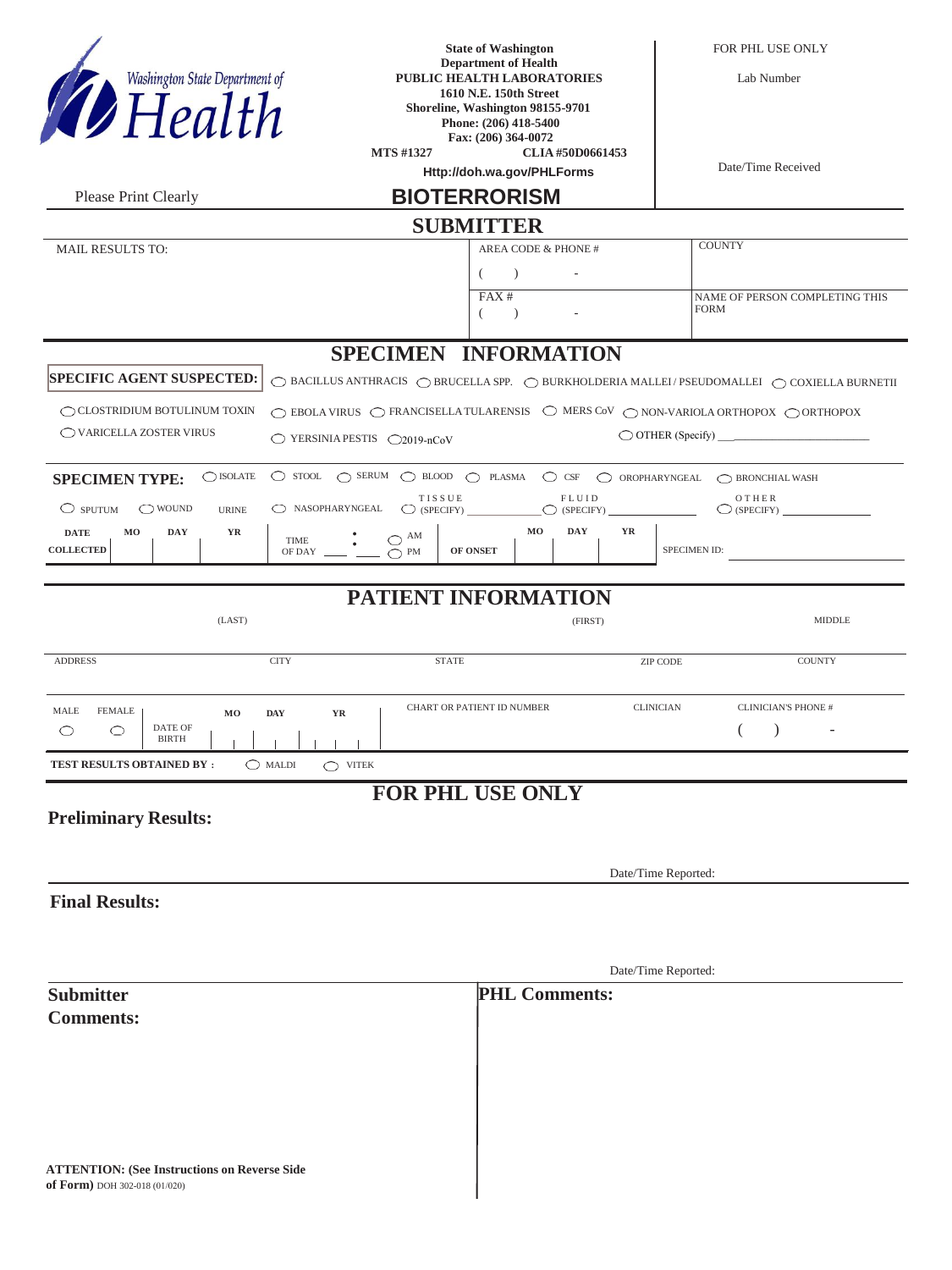Washington State Department of Health

**State of Washington**
**Department of Health**
**PUBLIC HEALTH LABORATORIES**
**1610 N.E. 150th Street**
**Shoreline, Washington 98155-9701**
**Phone: (206) 418-5400**
**Fax: (206) 364-0072**
**MTS #1327** **CLIA #50D0661453**
**Http://doh.wa.gov/PHLForms**

FOR PHL USE ONLY

Lab Number

Date/Time Received

Please Print Clearly

# BIOTERRORISM

## SUBMITTER

| MAIL RESULTS TO: | AREA CODE & PHONE # ( ) - | COUNTY |
|---|---|---|
| | FAX # ( ) - | NAME OF PERSON COMPLETING THIS FORM |

## SPECIMEN INFORMATION

**SPECIFIC AGENT SUSPECTED:** ◯ BACILLUS ANTHRACIS ◯ BRUCELLA SPP. ◯ BURKHOLDERIA MALLEI / PSEUDOMALLEI ◯ COXIELLA BURNETII

◯ CLOSTRIDIUM BOTULINUM TOXIN ◯ EBOLA VIRUS ◯ FRANCISELLA TULARENSIS ◯ MERS CoV ◯ NON-VARIOLA ORTHOPOX ◯ ORTHOPOX

◯ VARICELLA ZOSTER VIRUS ◯ YERSINIA PESTIS ◯ 2019-nCoV ◯ OTHER (Specify) ____________

**SPECIMEN TYPE:** ◯ ISOLATE ◯ STOOL ◯ SERUM ◯ BLOOD ◯ PLASMA ◯ CSF ◯ OROPHARYNGEAL ◯ BRONCHIAL WASH

◯ SPUTUM ◯ WOUND URINE ◯ NASOPHARYNGEAL ◯ TISSUE (SPECIFY) ________ ◯ FLUID (SPECIFY) ________ ◯ OTHER (SPECIFY) ________

| DATE COLLECTED | MO | DAY | YR | TIME OF DAY ___ : ___ ◯ AM ◯ PM | OF ONSET | MO | DAY | YR | SPECIMEN ID: |
|---|---|---|---|---|---|---|---|---|---|
| | | | | | | | | | |

## PATIENT INFORMATION

| (LAST) | | (FIRST) | | MIDDLE |
|---|---|---|---|---|
| ADDRESS | CITY | STATE | ZIP CODE | COUNTY |
| | | | | |

| MALE ◯ | FEMALE ◯ | DATE OF BIRTH | MO | DAY | YR | CHART OR PATIENT ID NUMBER | CLINICIAN | CLINICIAN'S PHONE # ( ) - |
|---|---|---|---|---|---|---|---|---|

**TEST RESULTS OBTAINED BY :** ◯ MALDI ◯ VITEK

## FOR PHL USE ONLY

**Preliminary Results:**

Date/Time Reported:

**Final Results:**

Date/Time Reported:

**Submitter Comments:**

**PHL Comments:**

**ATTENTION: (See Instructions on Reverse Side of Form)** DOH 302-018 (01/020)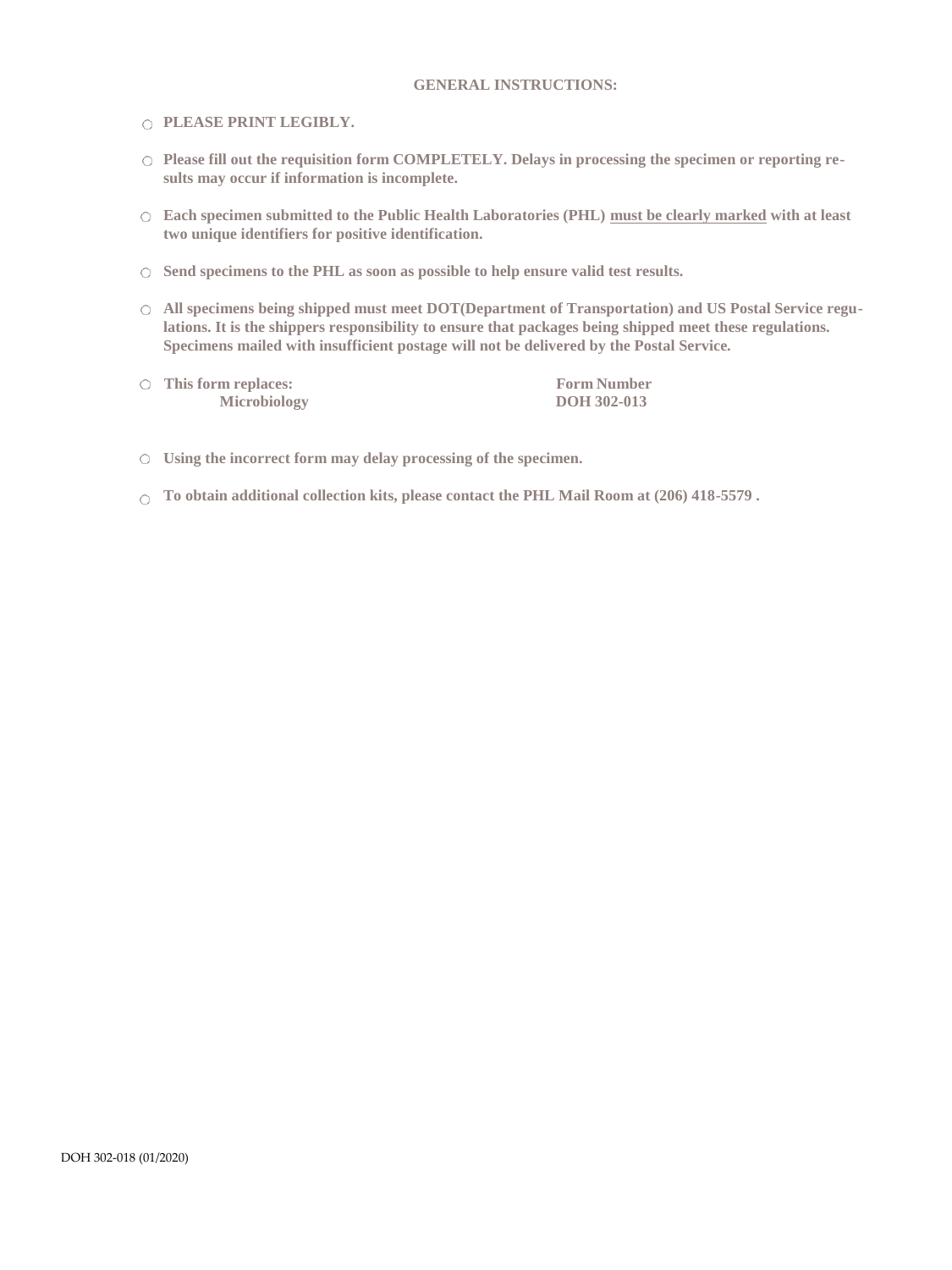**GENERAL INSTRUCTIONS:**

- **PLEASE PRINT LEGIBLY.**
- **Please fill out the requisition form COMPLETELY. Delays in processing the specimen or reporting results may occur if information is incomplete.**
- **Each specimen submitted to the Public Health Laboratories (PHL) must be clearly marked with at least two unique identifiers for positive identification.**
- **Send specimens to the PHL as soon as possible to help ensure valid test results.**
- **All specimens being shipped must meet DOT(Department of Transportation) and US Postal Service regulations. It is the shippers responsibility to ensure that packages being shipped meet these regulations. Specimens mailed with insufficient postage will not be delivered by the Postal Service.**
- **This form replaces:**

| This form replaces: | Form Number |
|---|---|
| Microbiology | DOH 302-013 |

- **Using the incorrect form may delay processing of the specimen.**
- **To obtain additional collection kits, please contact the PHL Mail Room at (206) 418-5579 .**

DOH 302-018 (01/2020)